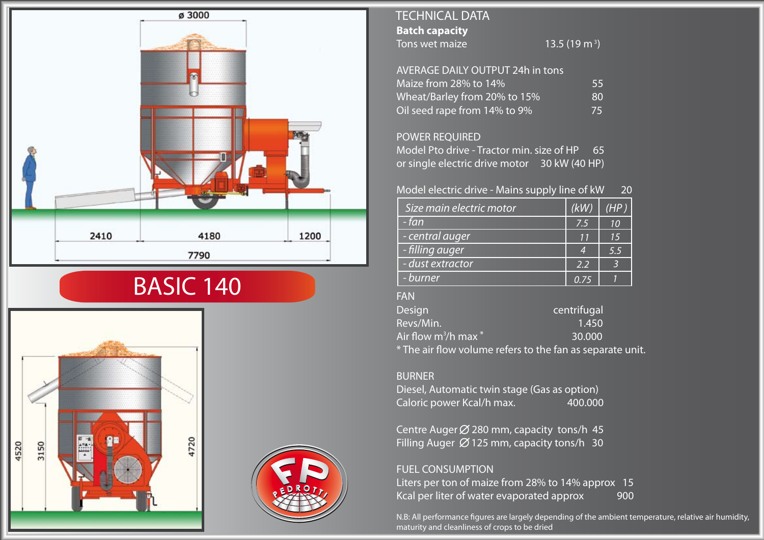# BASIC 140

## TECHNICAL DATA

**Batch capacity**

Tons wet maize 13.5 (19 m³)

AVERAGE DAILY OUTPUT 24h in tons

| | |
|---|---|
| Maize from 28% to 14% | 55 |
| Wheat/Barley from 20% to 15% | 80 |
| Oil seed rape from 14% to 9% | 75 |

POWER REQUIRED

Model Pto drive - Tractor min. size of HP 65
or single electric drive motor 30 kW (40 HP)

Model electric drive - Mains supply line of kW 20

| *Size main electric motor* | *(kW)* | *(HP)* |
|---|---|---|
| *- fan* | *7.5* | *10* |
| *- central auger* | *11* | *15* |
| *- filling auger* | *4* | *5.5* |
| *- dust extractor* | *2.2* | *3* |
| *- burner* | *0.75* | *1* |

FAN

| | |
|---|---|
| Design | centrifugal |
| Revs/Min. | 1.450 |
| Air flow m³/h max * | 30.000 |

* The air flow volume refers to the fan as separate unit.

BURNER

Diesel, Automatic twin stage (Gas as option)
Caloric power Kcal/h max. 400.000

Centre Auger Ø 280 mm, capacity tons/h 45
Filling Auger Ø 125 mm, capacity tons/h 30

FUEL CONSUMPTION

Liters per ton of maize from 28% to 14% approx 15
Kcal per liter of water evaporated approx 900

N.B: All performance figures are largely depending of the ambient temperature, relative air humidity, maturity and cleanliness of crops to be dried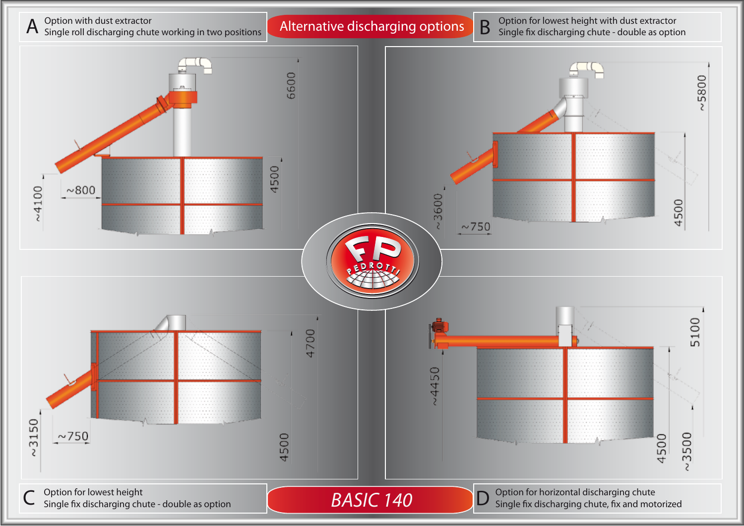# Alternative discharging options

**A** Option with dust extractor
Single roll discharging chute working in two positions

6600
4500
~4100
~800

**B** Option for lowest height with dust extractor
Single fix discharging chute - double as option

~5800
4500
~3600
~750

**C** Option for lowest height
Single fix discharging chute - double as option

4700
4500
~3150
~750

**D** Option for horizontal discharging chute
Single fix discharging chute, fix and motorized

5100
4500
~3500
~4450

FP PEDROTTI

## BASIC 140